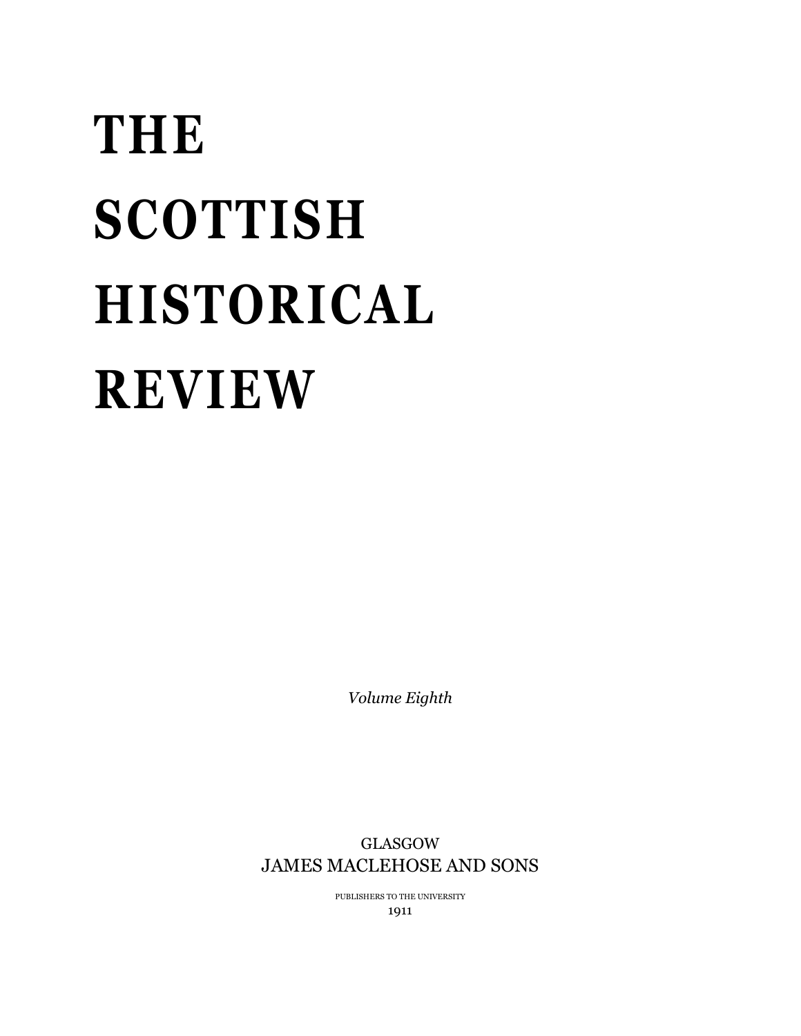# THE SCOTTISH HISTORICAL REVIEW

*Volume Eighth*

GLASGOW
JAMES MACLEHOSE AND SONS

PUBLISHERS TO THE UNIVERSITY
1911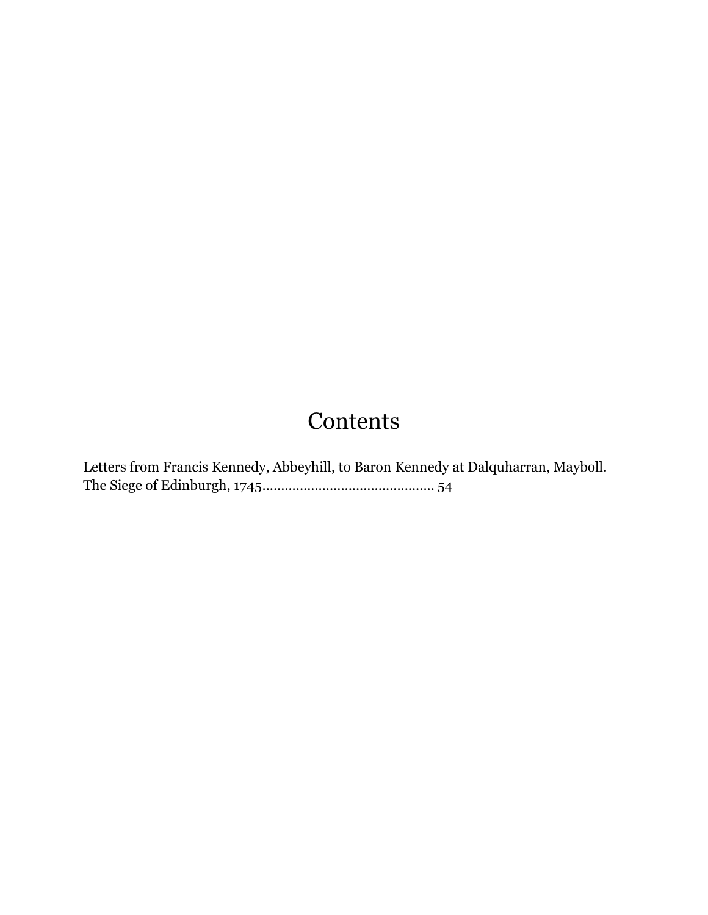# Contents

Letters from Francis Kennedy, Abbeyhill, to Baron Kennedy at Dalquharran, Mayboll. The Siege of Edinburgh, 1745............................................ 54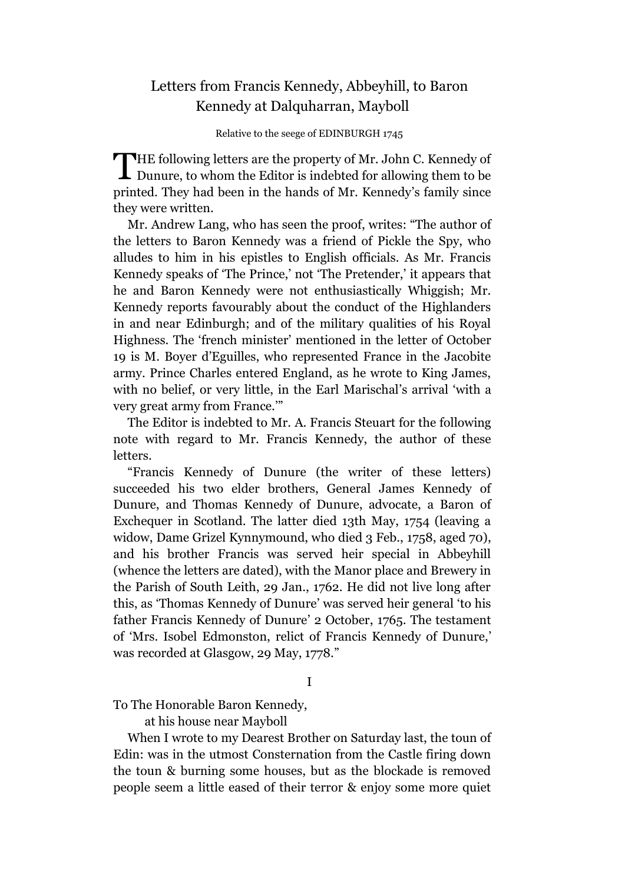# Letters from Francis Kennedy, Abbeyhill, to Baron Kennedy at Dalquharran, Mayboll

Relative to the seege of EDINBURGH 1745

THE following letters are the property of Mr. John C. Kennedy of Dunure, to whom the Editor is indebted for allowing them to be printed. They had been in the hands of Mr. Kennedy's family since they were written.

Mr. Andrew Lang, who has seen the proof, writes: "The author of the letters to Baron Kennedy was a friend of Pickle the Spy, who alludes to him in his epistles to English officials. As Mr. Francis Kennedy speaks of 'The Prince,' not 'The Pretender,' it appears that he and Baron Kennedy were not enthusiastically Whiggish; Mr. Kennedy reports favourably about the conduct of the Highlanders in and near Edinburgh; and of the military qualities of his Royal Highness. The 'french minister' mentioned in the letter of October 19 is M. Boyer d'Eguilles, who represented France in the Jacobite army. Prince Charles entered England, as he wrote to King James, with no belief, or very little, in the Earl Marischal's arrival 'with a very great army from France.'"

The Editor is indebted to Mr. A. Francis Steuart for the following note with regard to Mr. Francis Kennedy, the author of these letters.

"Francis Kennedy of Dunure (the writer of these letters) succeeded his two elder brothers, General James Kennedy of Dunure, and Thomas Kennedy of Dunure, advocate, a Baron of Exchequer in Scotland. The latter died 13th May, 1754 (leaving a widow, Dame Grizel Kynnymound, who died 3 Feb., 1758, aged 70), and his brother Francis was served heir special in Abbeyhill (whence the letters are dated), with the Manor place and Brewery in the Parish of South Leith, 29 Jan., 1762. He did not live long after this, as 'Thomas Kennedy of Dunure' was served heir general 'to his father Francis Kennedy of Dunure' 2 October, 1765. The testament of 'Mrs. Isobel Edmonston, relict of Francis Kennedy of Dunure,' was recorded at Glasgow, 29 May, 1778."

## I

To The Honorable Baron Kennedy,
at his house near Mayboll

When I wrote to my Dearest Brother on Saturday last, the toun of Edin: was in the utmost Consternation from the Castle firing down the toun & burning some houses, but as the blockade is removed people seem a little eased of their terror & enjoy some more quiet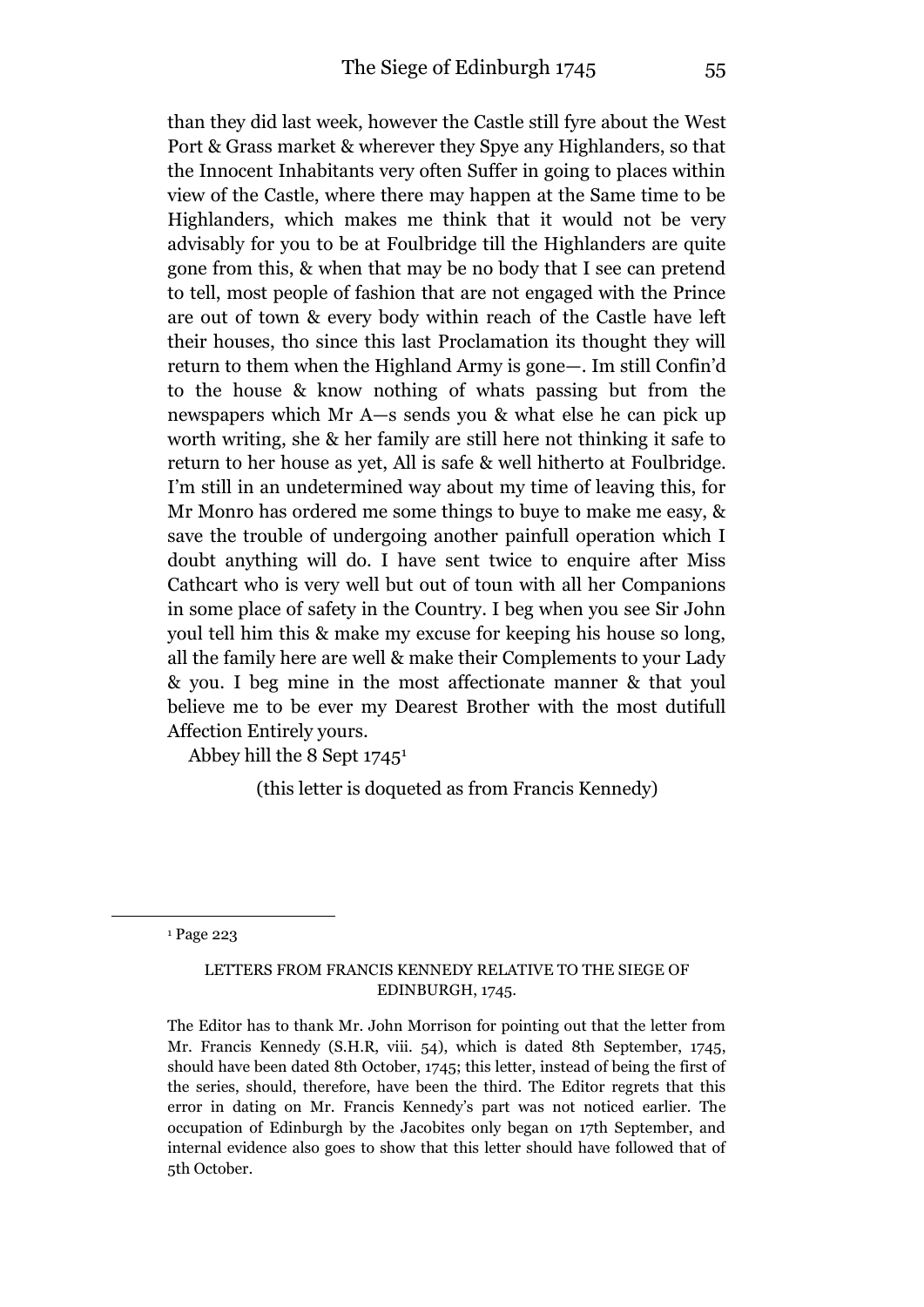than they did last week, however the Castle still fyre about the West Port & Grass market & wherever they Spye any Highlanders, so that the Innocent Inhabitants very often Suffer in going to places within view of the Castle, where there may happen at the Same time to be Highlanders, which makes me think that it would not be very advisably for you to be at Foulbridge till the Highlanders are quite gone from this, & when that may be no body that I see can pretend to tell, most people of fashion that are not engaged with the Prince are out of town & every body within reach of the Castle have left their houses, tho since this last Proclamation its thought they will return to them when the Highland Army is gone—. Im still Confin'd to the house & know nothing of whats passing but from the newspapers which Mr A—s sends you & what else he can pick up worth writing, she & her family are still here not thinking it safe to return to her house as yet, All is safe & well hitherto at Foulbridge. I'm still in an undetermined way about my time of leaving this, for Mr Monro has ordered me some things to buye to make me easy, & save the trouble of undergoing another painfull operation which I doubt anything will do. I have sent twice to enquire after Miss Cathcart who is very well but out of toun with all her Companions in some place of safety in the Country. I beg when you see Sir John youl tell him this & make my excuse for keeping his house so long, all the family here are well & make their Complements to your Lady & you. I beg mine in the most affectionate manner & that youl believe me to be ever my Dearest Brother with the most dutifull Affection Entirely yours.

Abbey hill the 8 Sept 1745[1]

(this letter is doqueted as from Francis Kennedy)

---

[1] Page 223

LETTERS FROM FRANCIS KENNEDY RELATIVE TO THE SIEGE OF EDINBURGH, 1745.

The Editor has to thank Mr. John Morrison for pointing out that the letter from Mr. Francis Kennedy (S.H.R, viii. 54), which is dated 8th September, 1745, should have been dated 8th October, 1745; this letter, instead of being the first of the series, should, therefore, have been the third. The Editor regrets that this error in dating on Mr. Francis Kennedy's part was not noticed earlier. The occupation of Edinburgh by the Jacobites only began on 17th September, and internal evidence also goes to show that this letter should have followed that of 5th October.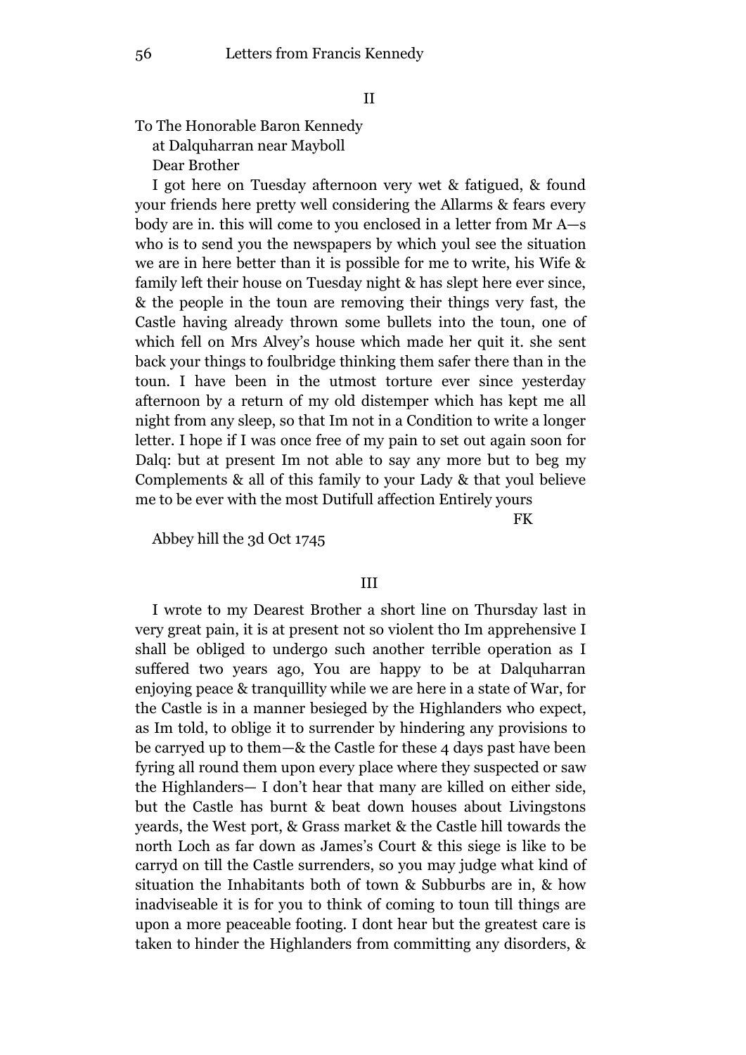## II

To The Honorable Baron Kennedy
at Dalquharran near Mayboll
Dear Brother

I got here on Tuesday afternoon very wet & fatigued, & found your friends here pretty well considering the Allarms & fears every body are in. this will come to you enclosed in a letter from Mr A—s who is to send you the newspapers by which youl see the situation we are in here better than it is possible for me to write, his Wife & family left their house on Tuesday night & has slept here ever since, & the people in the toun are removing their things very fast, the Castle having already thrown some bullets into the toun, one of which fell on Mrs Alvey's house which made her quit it. she sent back your things to foulbridge thinking them safer there than in the toun. I have been in the utmost torture ever since yesterday afternoon by a return of my old distemper which has kept me all night from any sleep, so that Im not in a Condition to write a longer letter. I hope if I was once free of my pain to set out again soon for Dalq: but at present Im not able to say any more but to beg my Complements & all of this family to your Lady & that youl believe me to be ever with the most Dutifull affection Entirely yours

FK

Abbey hill the 3d Oct 1745

## III

I wrote to my Dearest Brother a short line on Thursday last in very great pain, it is at present not so violent tho Im apprehensive I shall be obliged to undergo such another terrible operation as I suffered two years ago, You are happy to be at Dalquharran enjoying peace & tranquillity while we are here in a state of War, for the Castle is in a manner besieged by the Highlanders who expect, as Im told, to oblige it to surrender by hindering any provisions to be carryed up to them—& the Castle for these 4 days past have been fyring all round them upon every place where they suspected or saw the Highlanders— I don't hear that many are killed on either side, but the Castle has burnt & beat down houses about Livingstons yeards, the West port, & Grass market & the Castle hill towards the north Loch as far down as James's Court & this siege is like to be carryd on till the Castle surrenders, so you may judge what kind of situation the Inhabitants both of town & Subburbs are in, & how inadviseable it is for you to think of coming to toun till things are upon a more peaceable footing. I dont hear but the greatest care is taken to hinder the Highlanders from committing any disorders, &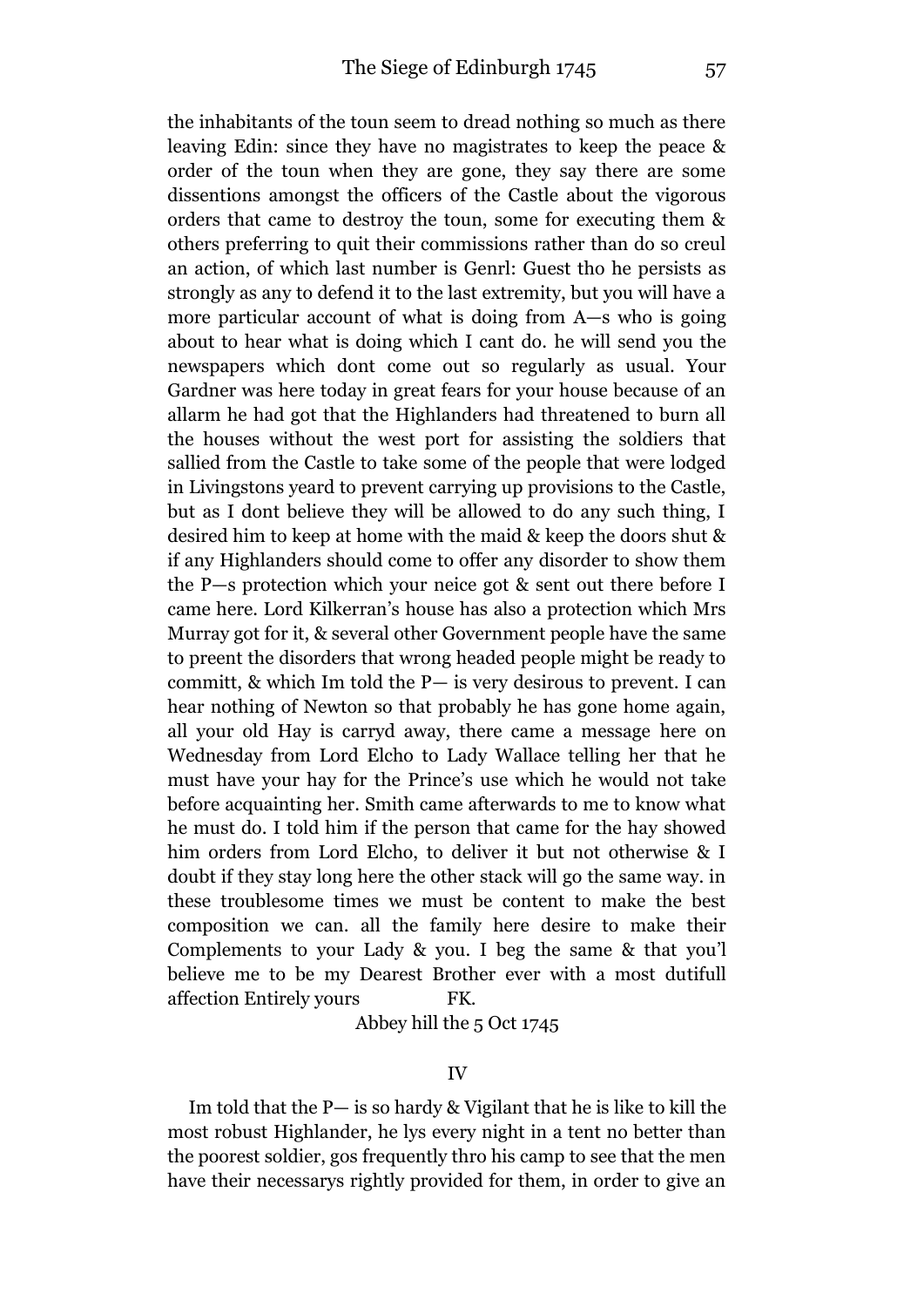the inhabitants of the toun seem to dread nothing so much as there leaving Edin: since they have no magistrates to keep the peace & order of the toun when they are gone, they say there are some dissentions amongst the officers of the Castle about the vigorous orders that came to destroy the toun, some for executing them & others preferring to quit their commissions rather than do so creul an action, of which last number is Genrl: Guest tho he persists as strongly as any to defend it to the last extremity, but you will have a more particular account of what is doing from A—s who is going about to hear what is doing which I cant do. he will send you the newspapers which dont come out so regularly as usual. Your Gardner was here today in great fears for your house because of an allarm he had got that the Highlanders had threatened to burn all the houses without the west port for assisting the soldiers that sallied from the Castle to take some of the people that were lodged in Livingstons yeard to prevent carrying up provisions to the Castle, but as I dont believe they will be allowed to do any such thing, I desired him to keep at home with the maid & keep the doors shut & if any Highlanders should come to offer any disorder to show them the P—s protection which your neice got & sent out there before I came here. Lord Kilkerran's house has also a protection which Mrs Murray got for it, & several other Government people have the same to preent the disorders that wrong headed people might be ready to committ, & which Im told the P— is very desirous to prevent. I can hear nothing of Newton so that probably he has gone home again, all your old Hay is carryd away, there came a message here on Wednesday from Lord Elcho to Lady Wallace telling her that he must have your hay for the Prince's use which he would not take before acquainting her. Smith came afterwards to me to know what he must do. I told him if the person that came for the hay showed him orders from Lord Elcho, to deliver it but not otherwise & I doubt if they stay long here the other stack will go the same way. in these troublesome times we must be content to make the best composition we can. all the family here desire to make their Complements to your Lady & you. I beg the same & that you'l believe me to be my Dearest Brother ever with a most dutifull affection Entirely yours FK.

Abbey hill the 5 Oct 1745

IV

Im told that the P— is so hardy & Vigilant that he is like to kill the most robust Highlander, he lys every night in a tent no better than the poorest soldier, gos frequently thro his camp to see that the men have their necessarys rightly provided for them, in order to give an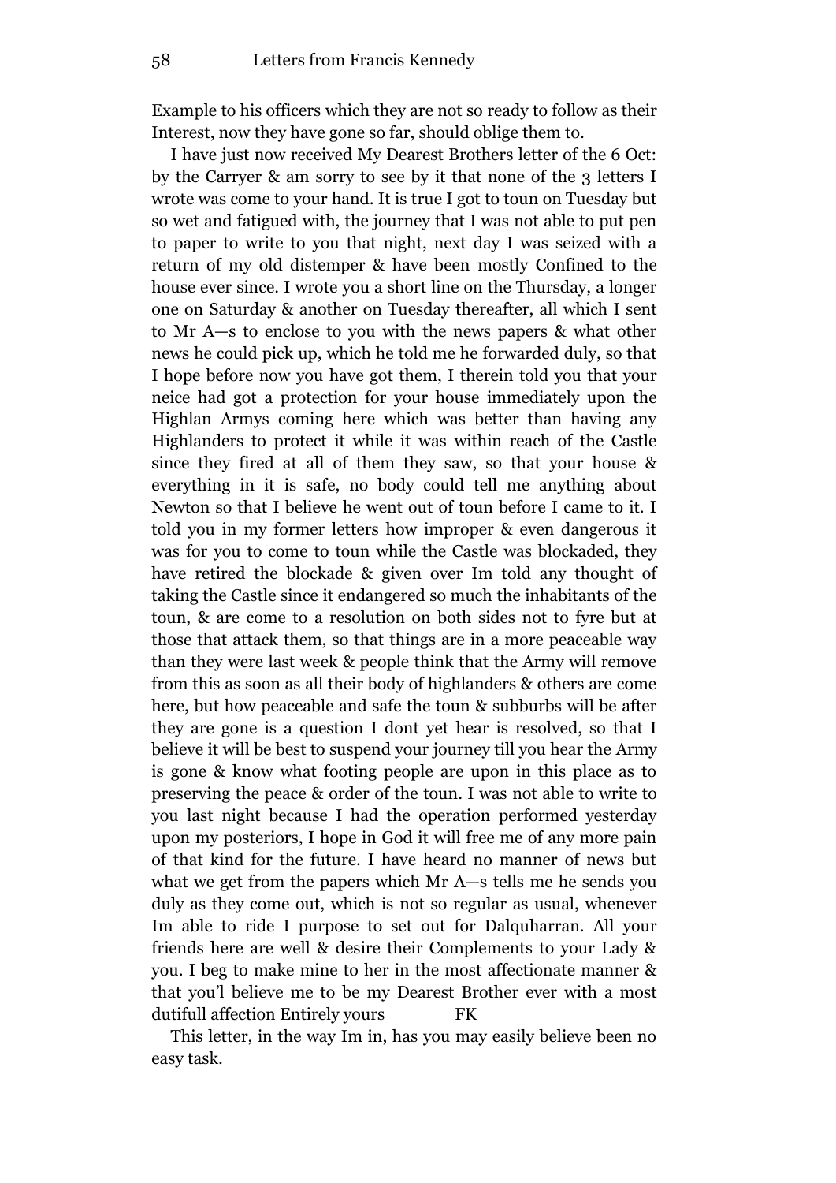Example to his officers which they are not so ready to follow as their Interest, now they have gone so far, should oblige them to.

I have just now received My Dearest Brothers letter of the 6 Oct: by the Carryer & am sorry to see by it that none of the 3 letters I wrote was come to your hand. It is true I got to toun on Tuesday but so wet and fatigued with, the journey that I was not able to put pen to paper to write to you that night, next day I was seized with a return of my old distemper & have been mostly Confined to the house ever since. I wrote you a short line on the Thursday, a longer one on Saturday & another on Tuesday thereafter, all which I sent to Mr A—s to enclose to you with the news papers & what other news he could pick up, which he told me he forwarded duly, so that I hope before now you have got them, I therein told you that your neice had got a protection for your house immediately upon the Highlan Armys coming here which was better than having any Highlanders to protect it while it was within reach of the Castle since they fired at all of them they saw, so that your house & everything in it is safe, no body could tell me anything about Newton so that I believe he went out of toun before I came to it. I told you in my former letters how improper & even dangerous it was for you to come to toun while the Castle was blockaded, they have retired the blockade & given over Im told any thought of taking the Castle since it endangered so much the inhabitants of the toun, & are come to a resolution on both sides not to fyre but at those that attack them, so that things are in a more peaceable way than they were last week & people think that the Army will remove from this as soon as all their body of highlanders & others are come here, but how peaceable and safe the toun & subburbs will be after they are gone is a question I dont yet hear is resolved, so that I believe it will be best to suspend your journey till you hear the Army is gone & know what footing people are upon in this place as to preserving the peace & order of the toun. I was not able to write to you last night because I had the operation performed yesterday upon my posteriors, I hope in God it will free me of any more pain of that kind for the future. I have heard no manner of news but what we get from the papers which Mr A—s tells me he sends you duly as they come out, which is not so regular as usual, whenever Im able to ride I purpose to set out for Dalquharran. All your friends here are well & desire their Complements to your Lady & you. I beg to make mine to her in the most affectionate manner & that you'l believe me to be my Dearest Brother ever with a most dutifull affection Entirely yours FK

This letter, in the way Im in, has you may easily believe been no easy task.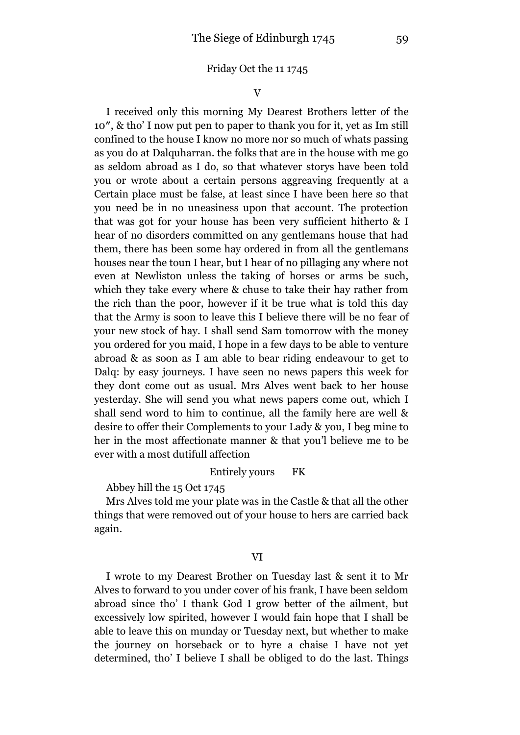Friday Oct the 11 1745

V

I received only this morning My Dearest Brothers letter of the 10″, & tho' I now put pen to paper to thank you for it, yet as Im still confined to the house I know no more nor so much of whats passing as you do at Dalquharran. the folks that are in the house with me go as seldom abroad as I do, so that whatever storys have been told you or wrote about a certain persons aggreaving frequently at a Certain place must be false, at least since I have been here so that you need be in no uneasiness upon that account. The protection that was got for your house has been very sufficient hitherto & I hear of no disorders committed on any gentlemans house that had them, there has been some hay ordered in from all the gentlemans houses near the toun I hear, but I hear of no pillaging any where not even at Newliston unless the taking of horses or arms be such, which they take every where & chuse to take their hay rather from the rich than the poor, however if it be true what is told this day that the Army is soon to leave this I believe there will be no fear of your new stock of hay. I shall send Sam tomorrow with the money you ordered for you maid, I hope in a few days to be able to venture abroad & as soon as I am able to bear riding endeavour to get to Dalq: by easy journeys. I have seen no news papers this week for they dont come out as usual. Mrs Alves went back to her house yesterday. She will send you what news papers come out, which I shall send word to him to continue, all the family here are well & desire to offer their Complements to your Lady & you, I beg mine to her in the most affectionate manner & that you'l believe me to be ever with a most dutifull affection

Entirely yours FK

Abbey hill the 15 Oct 1745

Mrs Alves told me your plate was in the Castle & that all the other things that were removed out of your house to hers are carried back again.

VI

I wrote to my Dearest Brother on Tuesday last & sent it to Mr Alves to forward to you under cover of his frank, I have been seldom abroad since tho' I thank God I grow better of the ailment, but excessively low spirited, however I would fain hope that I shall be able to leave this on munday or Tuesday next, but whether to make the journey on horseback or to hyre a chaise I have not yet determined, tho' I believe I shall be obliged to do the last. Things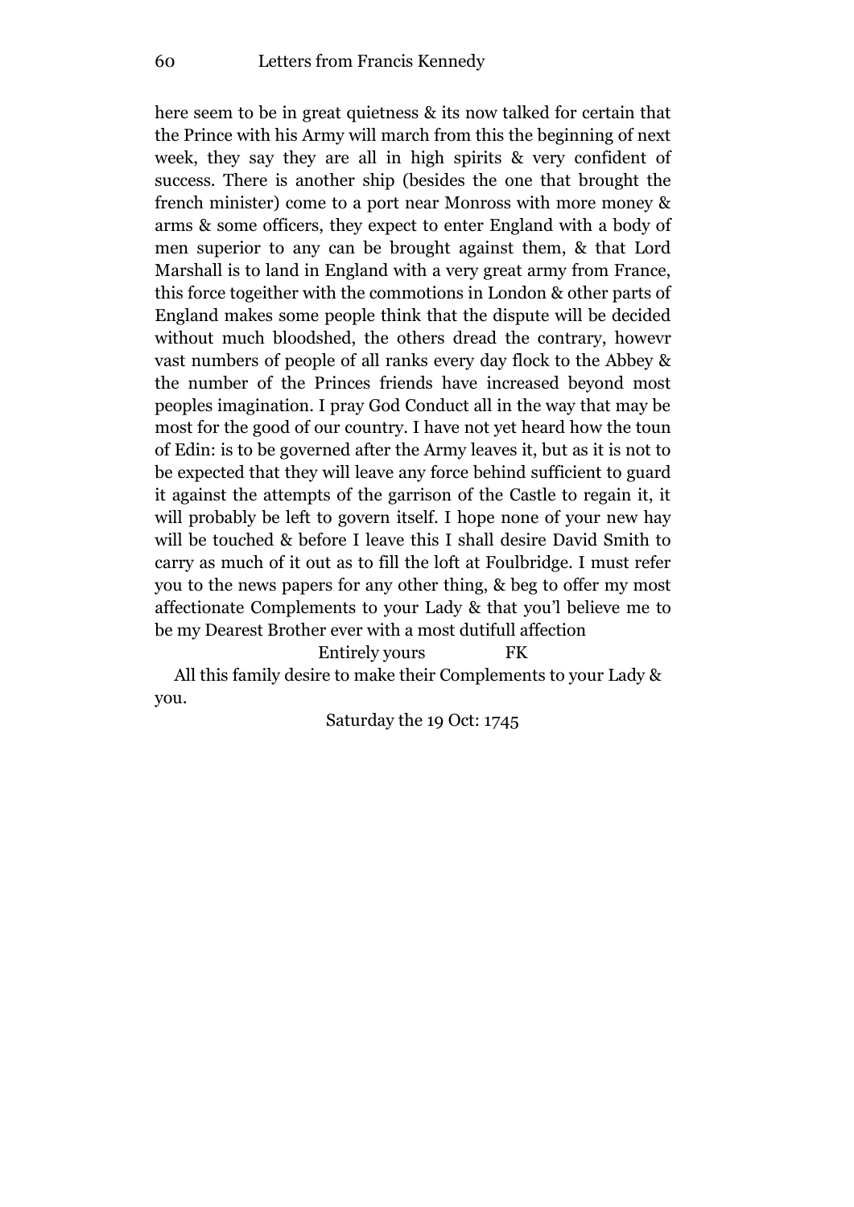here seem to be in great quietness & its now talked for certain that the Prince with his Army will march from this the beginning of next week, they say they are all in high spirits & very confident of success. There is another ship (besides the one that brought the french minister) come to a port near Monross with more money & arms & some officers, they expect to enter England with a body of men superior to any can be brought against them, & that Lord Marshall is to land in England with a very great army from France, this force togeither with the commotions in London & other parts of England makes some people think that the dispute will be decided without much bloodshed, the others dread the contrary, howevr vast numbers of people of all ranks every day flock to the Abbey & the number of the Princes friends have increased beyond most peoples imagination. I pray God Conduct all in the way that may be most for the good of our country. I have not yet heard how the toun of Edin: is to be governed after the Army leaves it, but as it is not to be expected that they will leave any force behind sufficient to guard it against the attempts of the garrison of the Castle to regain it, it will probably be left to govern itself. I hope none of your new hay will be touched & before I leave this I shall desire David Smith to carry as much of it out as to fill the loft at Foulbridge. I must refer you to the news papers for any other thing, & beg to offer my most affectionate Complements to your Lady & that you'l believe me to be my Dearest Brother ever with a most dutifull affection

Entirely yours FK

All this family desire to make their Complements to your Lady & you.

Saturday the 19 Oct: 1745